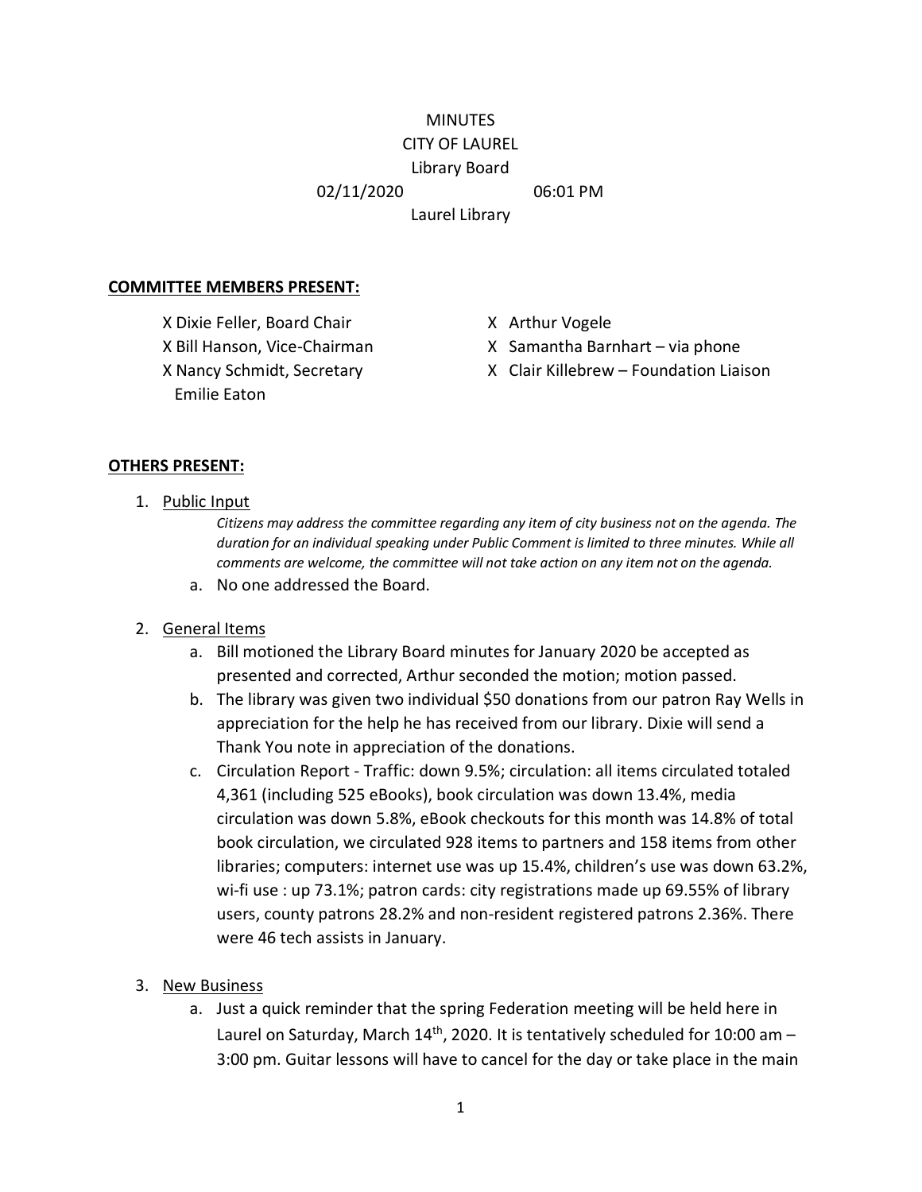MINUTES

CITY OF LAUREL

Library Board

02/11/2020 06:01 PM

Laurel Library

**COMMITTEE MEMBERS PRESENT:**

X Dixie Feller, Board Chair
X Bill Hanson, Vice-Chairman
X Nancy Schmidt, Secretary
Emilie Eaton
X Arthur Vogele
X Samantha Barnhart – via phone
X Clair Killebrew – Foundation Liaison

**OTHERS PRESENT:**

1. Public Input

   *Citizens may address the committee regarding any item of city business not on the agenda. The duration for an individual speaking under Public Comment is limited to three minutes. While all comments are welcome, the committee will not take action on any item not on the agenda.*

   a. No one addressed the Board.

2. General Items

   a. Bill motioned the Library Board minutes for January 2020 be accepted as presented and corrected, Arthur seconded the motion; motion passed.

   b. The library was given two individual $50 donations from our patron Ray Wells in appreciation for the help he has received from our library. Dixie will send a Thank You note in appreciation of the donations.

   c. Circulation Report - Traffic: down 9.5%; circulation: all items circulated totaled 4,361 (including 525 eBooks), book circulation was down 13.4%, media circulation was down 5.8%, eBook checkouts for this month was 14.8% of total book circulation, we circulated 928 items to partners and 158 items from other libraries; computers: internet use was up 15.4%, children's use was down 63.2%, wi-fi use : up 73.1%; patron cards: city registrations made up 69.55% of library users, county patrons 28.2% and non-resident registered patrons 2.36%. There were 46 tech assists in January.

3. New Business

   a. Just a quick reminder that the spring Federation meeting will be held here in Laurel on Saturday, March 14th, 2020. It is tentatively scheduled for 10:00 am – 3:00 pm. Guitar lessons will have to cancel for the day or take place in the main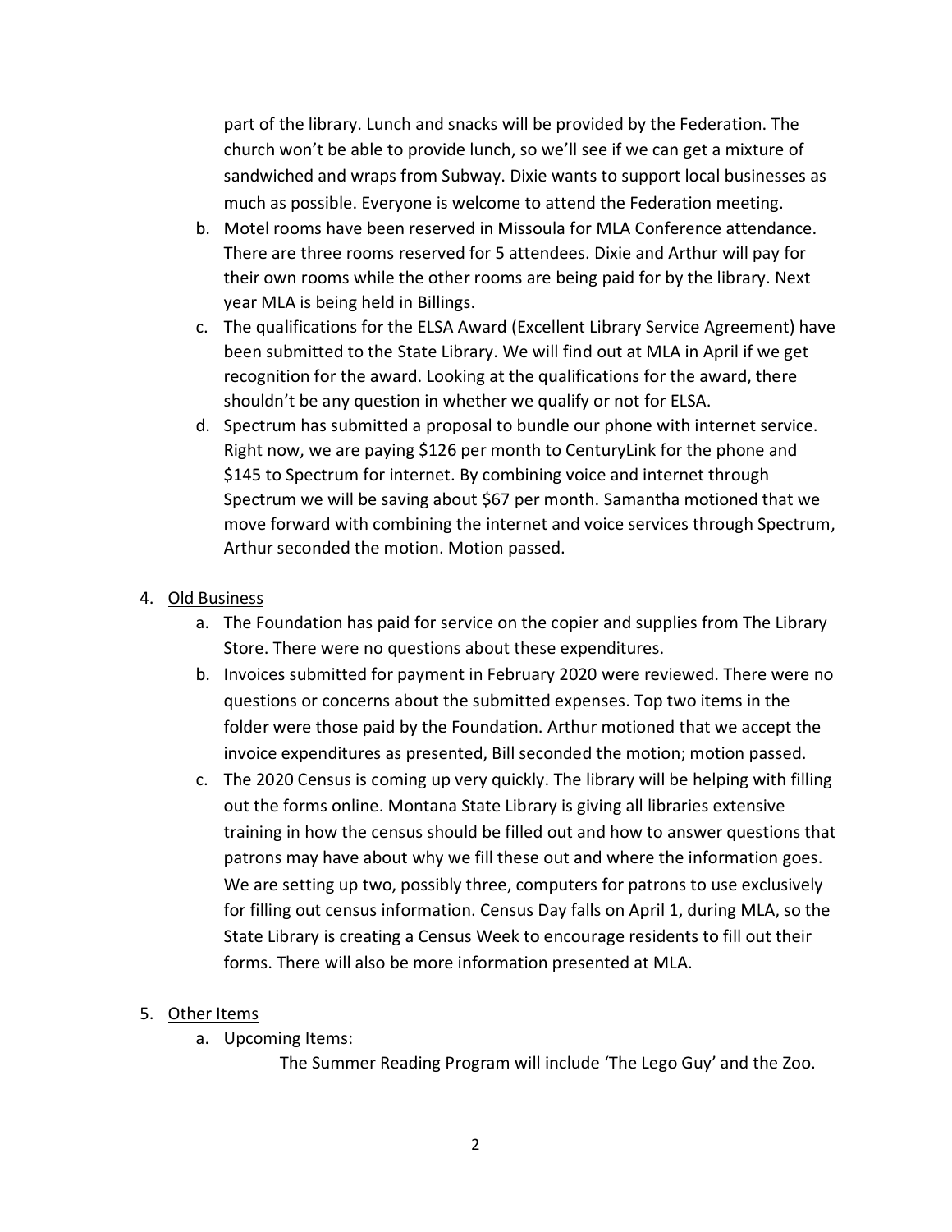part of the library. Lunch and snacks will be provided by the Federation. The church won't be able to provide lunch, so we'll see if we can get a mixture of sandwiched and wraps from Subway. Dixie wants to support local businesses as much as possible. Everyone is welcome to attend the Federation meeting.

b. Motel rooms have been reserved in Missoula for MLA Conference attendance. There are three rooms reserved for 5 attendees. Dixie and Arthur will pay for their own rooms while the other rooms are being paid for by the library. Next year MLA is being held in Billings.

c. The qualifications for the ELSA Award (Excellent Library Service Agreement) have been submitted to the State Library. We will find out at MLA in April if we get recognition for the award. Looking at the qualifications for the award, there shouldn't be any question in whether we qualify or not for ELSA.

d. Spectrum has submitted a proposal to bundle our phone with internet service. Right now, we are paying $126 per month to CenturyLink for the phone and $145 to Spectrum for internet. By combining voice and internet through Spectrum we will be saving about $67 per month. Samantha motioned that we move forward with combining the internet and voice services through Spectrum, Arthur seconded the motion. Motion passed.

4. <u>Old Business</u>

   a. The Foundation has paid for service on the copier and supplies from The Library Store. There were no questions about these expenditures.

   b. Invoices submitted for payment in February 2020 were reviewed. There were no questions or concerns about the submitted expenses. Top two items in the folder were those paid by the Foundation. Arthur motioned that we accept the invoice expenditures as presented, Bill seconded the motion; motion passed.

   c. The 2020 Census is coming up very quickly. The library will be helping with filling out the forms online. Montana State Library is giving all libraries extensive training in how the census should be filled out and how to answer questions that patrons may have about why we fill these out and where the information goes. We are setting up two, possibly three, computers for patrons to use exclusively for filling out census information. Census Day falls on April 1, during MLA, so the State Library is creating a Census Week to encourage residents to fill out their forms. There will also be more information presented at MLA.

5. <u>Other Items</u>

   a. Upcoming Items:

      The Summer Reading Program will include 'The Lego Guy' and the Zoo.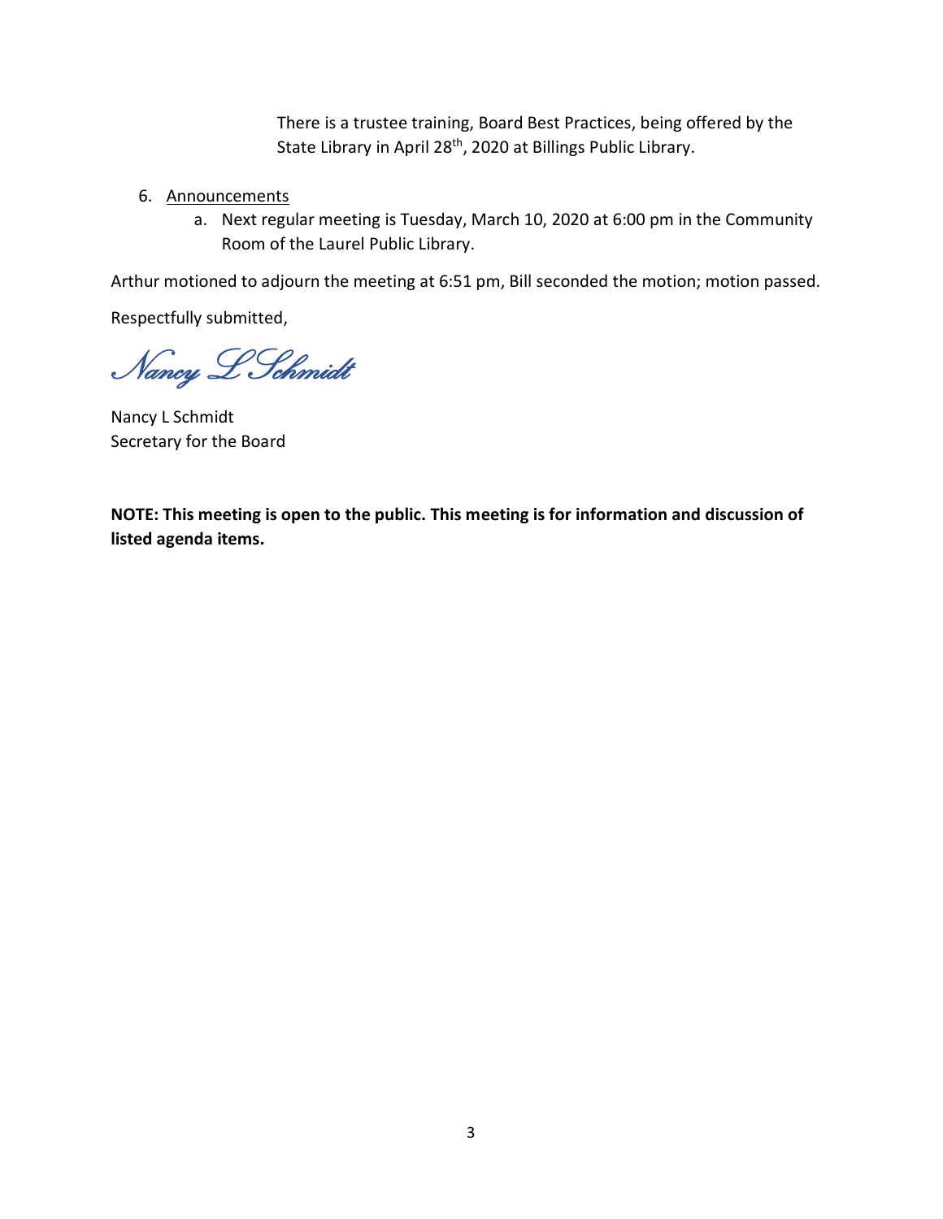There is a trustee training, Board Best Practices, being offered by the State Library in April 28th, 2020 at Billings Public Library.

6. Announcements
    a. Next regular meeting is Tuesday, March 10, 2020 at 6:00 pm in the Community Room of the Laurel Public Library.

Arthur motioned to adjourn the meeting at 6:51 pm, Bill seconded the motion; motion passed.

Respectfully submitted,

*Nancy L Schmidt*

Nancy L Schmidt
Secretary for the Board

**NOTE: This meeting is open to the public. This meeting is for information and discussion of listed agenda items.**